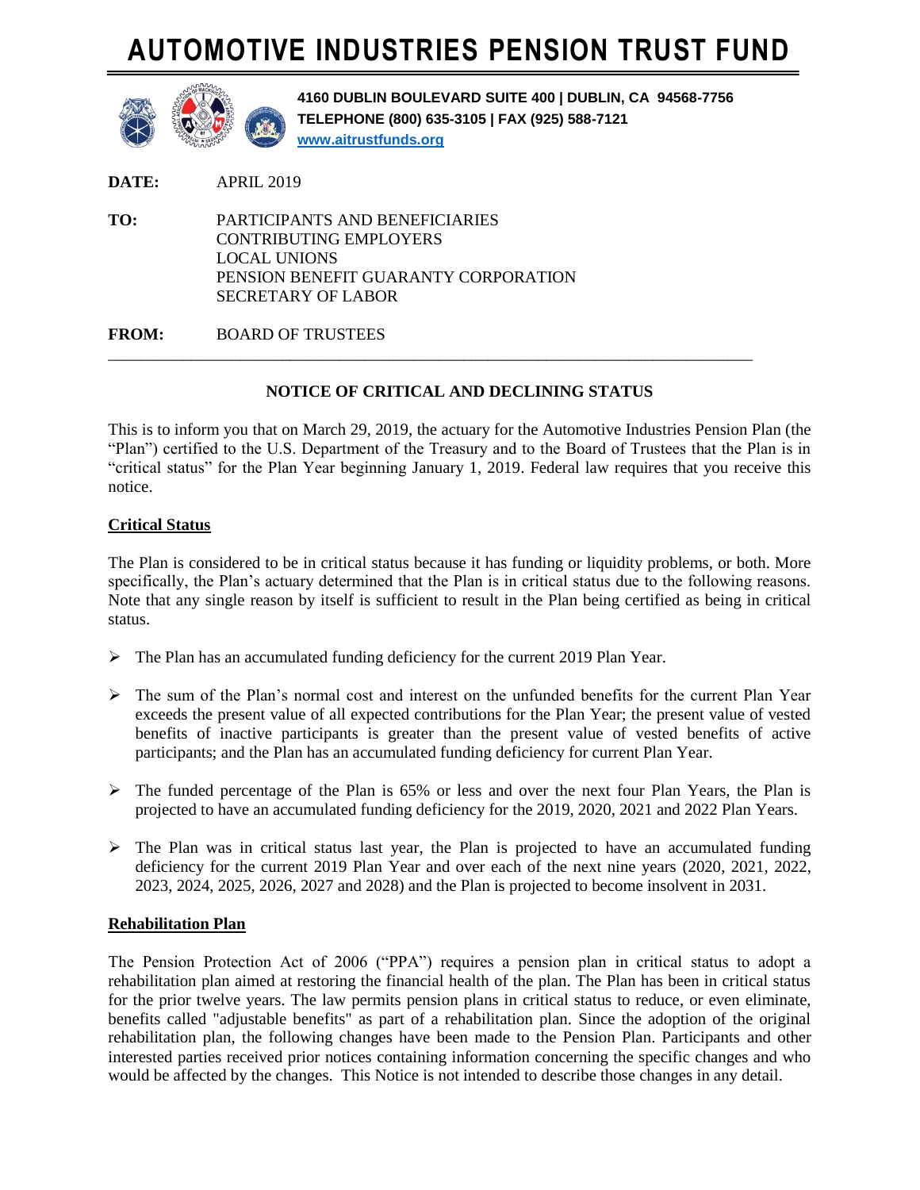# AUTOMOTIVE INDUSTRIES PENSION TRUST FUND

**4160 DUBLIN BOULEVARD SUITE 400 | DUBLIN, CA 94568-7756**
**TELEPHONE (800) 635-3105 | FAX (925) 588-7121**
**www.aitrustfunds.org**

**DATE:** APRIL 2019

**TO:** PARTICIPANTS AND BENEFICIARIES
CONTRIBUTING EMPLOYERS
LOCAL UNIONS
PENSION BENEFIT GUARANTY CORPORATION
SECRETARY OF LABOR

**FROM:** BOARD OF TRUSTEES

---

## NOTICE OF CRITICAL AND DECLINING STATUS

This is to inform you that on March 29, 2019, the actuary for the Automotive Industries Pension Plan (the "Plan") certified to the U.S. Department of the Treasury and to the Board of Trustees that the Plan is in "critical status" for the Plan Year beginning January 1, 2019. Federal law requires that you receive this notice.

### Critical Status

The Plan is considered to be in critical status because it has funding or liquidity problems, or both. More specifically, the Plan's actuary determined that the Plan is in critical status due to the following reasons. Note that any single reason by itself is sufficient to result in the Plan being certified as being in critical status.

- The Plan has an accumulated funding deficiency for the current 2019 Plan Year.
- The sum of the Plan's normal cost and interest on the unfunded benefits for the current Plan Year exceeds the present value of all expected contributions for the Plan Year; the present value of vested benefits of inactive participants is greater than the present value of vested benefits of active participants; and the Plan has an accumulated funding deficiency for current Plan Year.
- The funded percentage of the Plan is 65% or less and over the next four Plan Years, the Plan is projected to have an accumulated funding deficiency for the 2019, 2020, 2021 and 2022 Plan Years.
- The Plan was in critical status last year, the Plan is projected to have an accumulated funding deficiency for the current 2019 Plan Year and over each of the next nine years (2020, 2021, 2022, 2023, 2024, 2025, 2026, 2027 and 2028) and the Plan is projected to become insolvent in 2031.

### Rehabilitation Plan

The Pension Protection Act of 2006 ("PPA") requires a pension plan in critical status to adopt a rehabilitation plan aimed at restoring the financial health of the plan. The Plan has been in critical status for the prior twelve years. The law permits pension plans in critical status to reduce, or even eliminate, benefits called "adjustable benefits" as part of a rehabilitation plan. Since the adoption of the original rehabilitation plan, the following changes have been made to the Pension Plan. Participants and other interested parties received prior notices containing information concerning the specific changes and who would be affected by the changes. This Notice is not intended to describe those changes in any detail.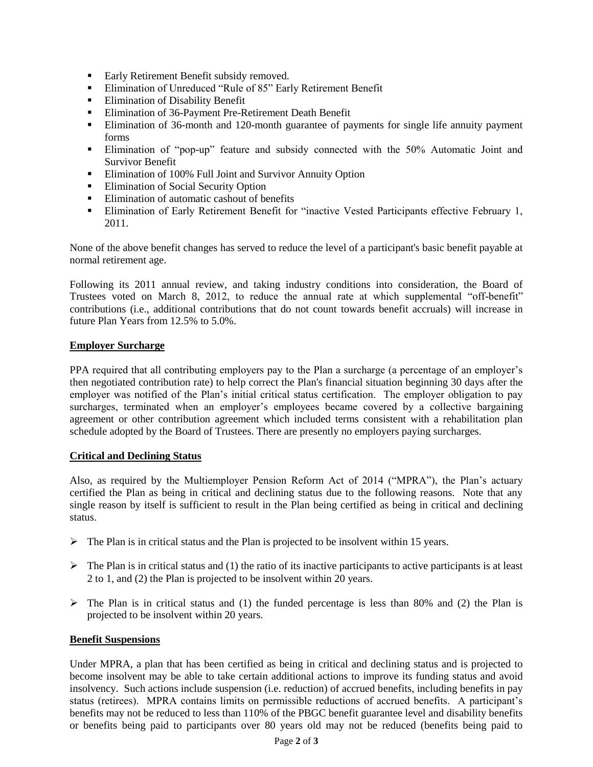- Early Retirement Benefit subsidy removed.
- Elimination of Unreduced "Rule of 85" Early Retirement Benefit
- Elimination of Disability Benefit
- Elimination of 36-Payment Pre-Retirement Death Benefit
- Elimination of 36-month and 120-month guarantee of payments for single life annuity payment forms
- Elimination of "pop-up" feature and subsidy connected with the 50% Automatic Joint and Survivor Benefit
- Elimination of 100% Full Joint and Survivor Annuity Option
- Elimination of Social Security Option
- Elimination of automatic cashout of benefits
- Elimination of Early Retirement Benefit for "inactive Vested Participants effective February 1, 2011.

None of the above benefit changes has served to reduce the level of a participant's basic benefit payable at normal retirement age.

Following its 2011 annual review, and taking industry conditions into consideration, the Board of Trustees voted on March 8, 2012, to reduce the annual rate at which supplemental "off-benefit" contributions (i.e., additional contributions that do not count towards benefit accruals) will increase in future Plan Years from 12.5% to 5.0%.

**Employer Surcharge**

PPA required that all contributing employers pay to the Plan a surcharge (a percentage of an employer's then negotiated contribution rate) to help correct the Plan's financial situation beginning 30 days after the employer was notified of the Plan's initial critical status certification. The employer obligation to pay surcharges, terminated when an employer's employees became covered by a collective bargaining agreement or other contribution agreement which included terms consistent with a rehabilitation plan schedule adopted by the Board of Trustees. There are presently no employers paying surcharges.

**Critical and Declining Status**

Also, as required by the Multiemployer Pension Reform Act of 2014 ("MPRA"), the Plan's actuary certified the Plan as being in critical and declining status due to the following reasons. Note that any single reason by itself is sufficient to result in the Plan being certified as being in critical and declining status.

- The Plan is in critical status and the Plan is projected to be insolvent within 15 years.
- The Plan is in critical status and (1) the ratio of its inactive participants to active participants is at least 2 to 1, and (2) the Plan is projected to be insolvent within 20 years.
- The Plan is in critical status and (1) the funded percentage is less than 80% and (2) the Plan is projected to be insolvent within 20 years.

**Benefit Suspensions**

Under MPRA, a plan that has been certified as being in critical and declining status and is projected to become insolvent may be able to take certain additional actions to improve its funding status and avoid insolvency. Such actions include suspension (i.e. reduction) of accrued benefits, including benefits in pay status (retirees). MPRA contains limits on permissible reductions of accrued benefits. A participant's benefits may not be reduced to less than 110% of the PBGC benefit guarantee level and disability benefits or benefits being paid to participants over 80 years old may not be reduced (benefits being paid to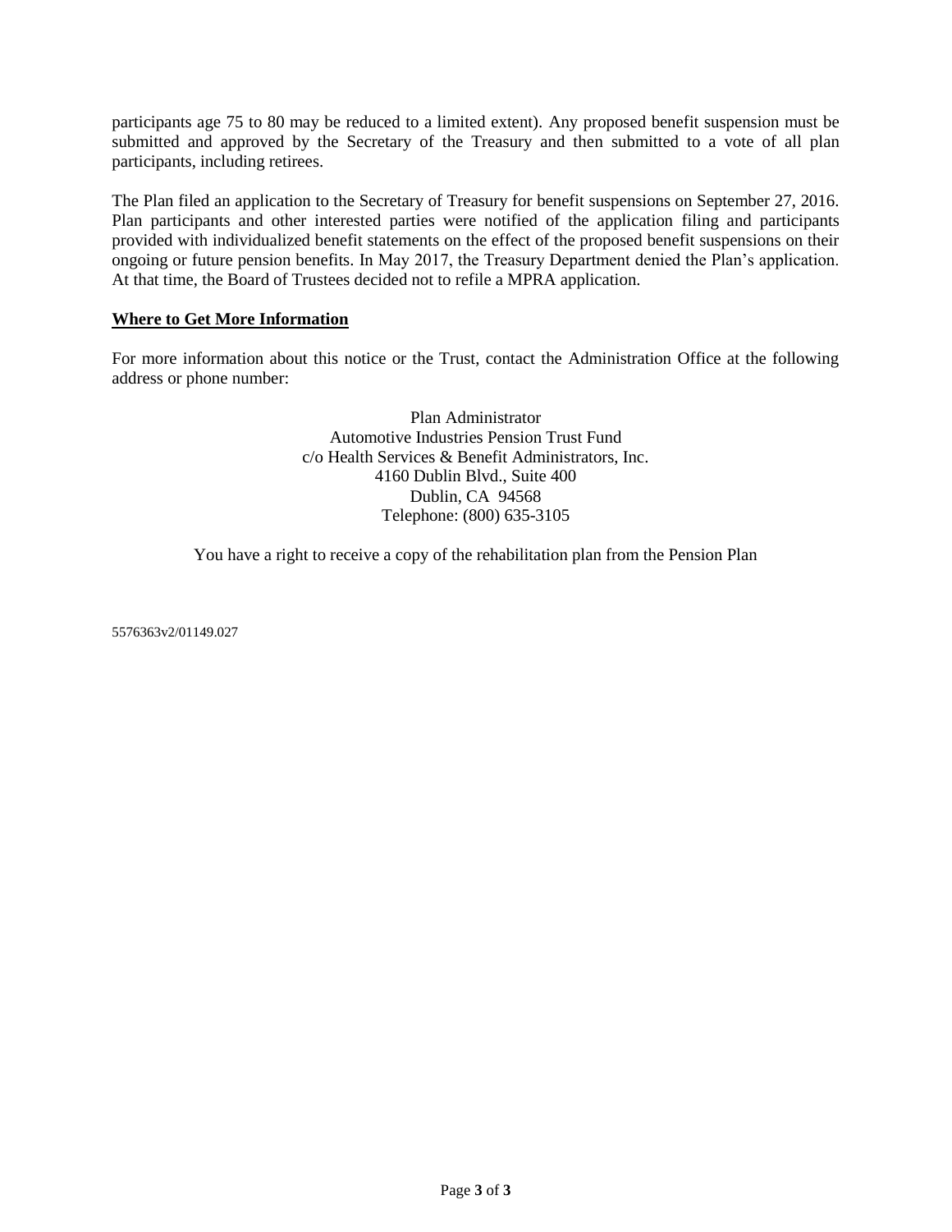participants age 75 to 80 may be reduced to a limited extent). Any proposed benefit suspension must be submitted and approved by the Secretary of the Treasury and then submitted to a vote of all plan participants, including retirees.

The Plan filed an application to the Secretary of Treasury for benefit suspensions on September 27, 2016. Plan participants and other interested parties were notified of the application filing and participants provided with individualized benefit statements on the effect of the proposed benefit suspensions on their ongoing or future pension benefits. In May 2017, the Treasury Department denied the Plan's application. At that time, the Board of Trustees decided not to refile a MPRA application.

**Where to Get More Information**

For more information about this notice or the Trust, contact the Administration Office at the following address or phone number:

Plan Administrator
Automotive Industries Pension Trust Fund
c/o Health Services & Benefit Administrators, Inc.
4160 Dublin Blvd., Suite 400
Dublin, CA 94568
Telephone: (800) 635-3105

You have a right to receive a copy of the rehabilitation plan from the Pension Plan

5576363v2/01149.027